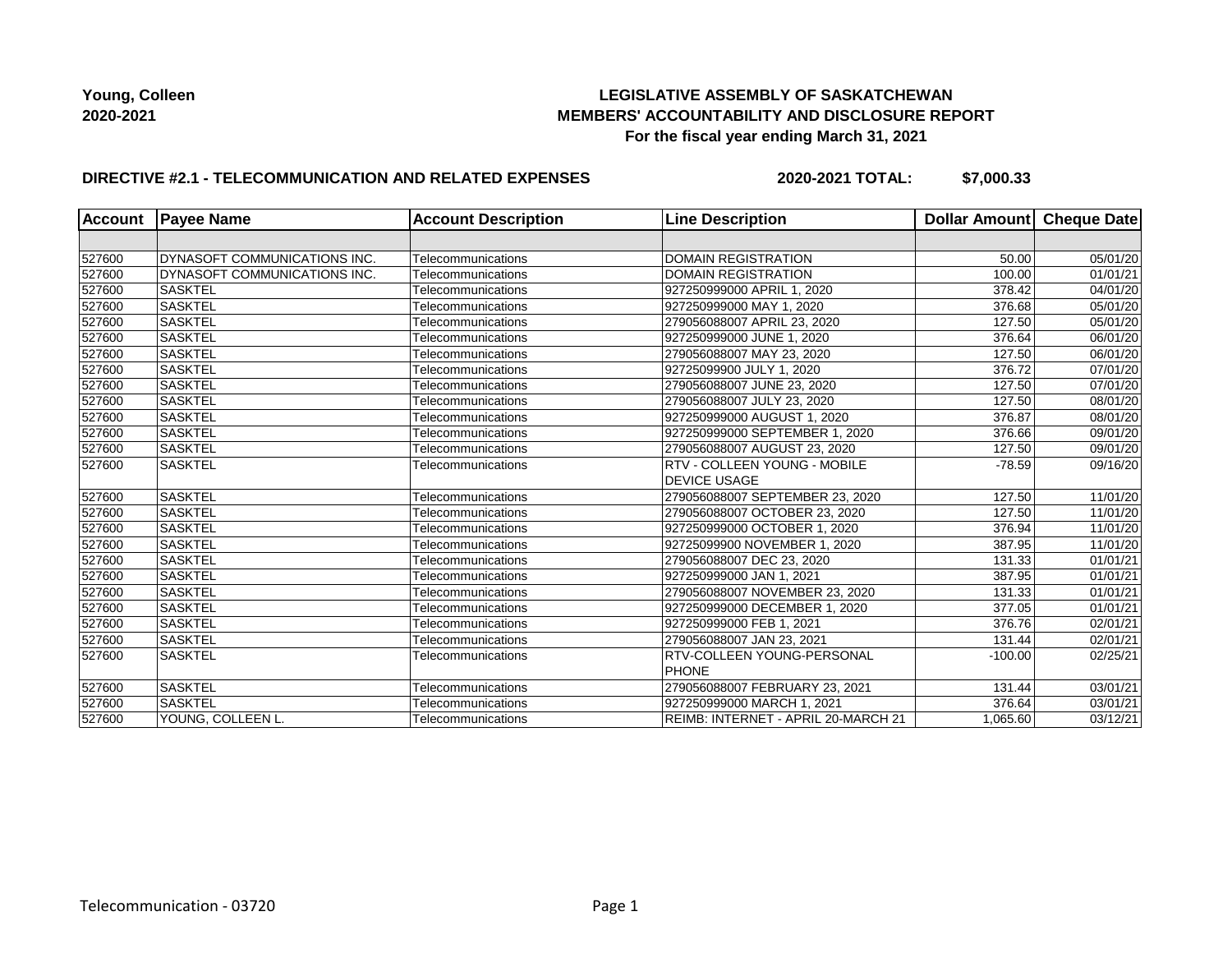**Young, Colleen**
**2020-2021**

# LEGISLATIVE ASSEMBLY OF SASKATCHEWAN
## MEMBERS' ACCOUNTABILITY AND DISCLOSURE REPORT
### For the fiscal year ending March 31, 2021

**DIRECTIVE #2.1 - TELECOMMUNICATION AND RELATED EXPENSES** **2020-2021 TOTAL: $7,000.33**

| Account | Payee Name | Account Description | Line Description | Dollar Amount | Cheque Date |
|---|---|---|---|---|---|
| | | | | | |
| 527600 | DYNASOFT COMMUNICATIONS INC. | Telecommunications | DOMAIN REGISTRATION | 50.00 | 05/01/20 |
| 527600 | DYNASOFT COMMUNICATIONS INC. | Telecommunications | DOMAIN REGISTRATION | 100.00 | 01/01/21 |
| 527600 | SASKTEL | Telecommunications | 927250999000 APRIL 1, 2020 | 378.42 | 04/01/20 |
| 527600 | SASKTEL | Telecommunications | 927250999000 MAY 1, 2020 | 376.68 | 05/01/20 |
| 527600 | SASKTEL | Telecommunications | 279056088007 APRIL 23, 2020 | 127.50 | 05/01/20 |
| 527600 | SASKTEL | Telecommunications | 927250999000 JUNE 1, 2020 | 376.64 | 06/01/20 |
| 527600 | SASKTEL | Telecommunications | 279056088007 MAY 23, 2020 | 127.50 | 06/01/20 |
| 527600 | SASKTEL | Telecommunications | 92725099900 JULY 1, 2020 | 376.72 | 07/01/20 |
| 527600 | SASKTEL | Telecommunications | 279056088007 JUNE 23, 2020 | 127.50 | 07/01/20 |
| 527600 | SASKTEL | Telecommunications | 279056088007 JULY 23, 2020 | 127.50 | 08/01/20 |
| 527600 | SASKTEL | Telecommunications | 927250999000 AUGUST 1, 2020 | 376.87 | 08/01/20 |
| 527600 | SASKTEL | Telecommunications | 927250999000 SEPTEMBER 1, 2020 | 376.66 | 09/01/20 |
| 527600 | SASKTEL | Telecommunications | 279056088007 AUGUST 23, 2020 | 127.50 | 09/01/20 |
| 527600 | SASKTEL | Telecommunications | RTV - COLLEEN YOUNG - MOBILE DEVICE USAGE | -78.59 | 09/16/20 |
| 527600 | SASKTEL | Telecommunications | 279056088007 SEPTEMBER 23, 2020 | 127.50 | 11/01/20 |
| 527600 | SASKTEL | Telecommunications | 279056088007 OCTOBER 23, 2020 | 127.50 | 11/01/20 |
| 527600 | SASKTEL | Telecommunications | 927250999000 OCTOBER 1, 2020 | 376.94 | 11/01/20 |
| 527600 | SASKTEL | Telecommunications | 92725099900 NOVEMBER 1, 2020 | 387.95 | 11/01/20 |
| 527600 | SASKTEL | Telecommunications | 279056088007 DEC 23, 2020 | 131.33 | 01/01/21 |
| 527600 | SASKTEL | Telecommunications | 927250999000 JAN 1, 2021 | 387.95 | 01/01/21 |
| 527600 | SASKTEL | Telecommunications | 279056088007 NOVEMBER 23, 2020 | 131.33 | 01/01/21 |
| 527600 | SASKTEL | Telecommunications | 927250999000 DECEMBER 1, 2020 | 377.05 | 01/01/21 |
| 527600 | SASKTEL | Telecommunications | 927250999000 FEB 1, 2021 | 376.76 | 02/01/21 |
| 527600 | SASKTEL | Telecommunications | 279056088007 JAN 23, 2021 | 131.44 | 02/01/21 |
| 527600 | SASKTEL | Telecommunications | RTV-COLLEEN YOUNG-PERSONAL PHONE | -100.00 | 02/25/21 |
| 527600 | SASKTEL | Telecommunications | 279056088007 FEBRUARY 23, 2021 | 131.44 | 03/01/21 |
| 527600 | SASKTEL | Telecommunications | 927250999000 MARCH 1, 2021 | 376.64 | 03/01/21 |
| 527600 | YOUNG, COLLEEN L. | Telecommunications | REIMB: INTERNET - APRIL 20-MARCH 21 | 1,065.60 | 03/12/21 |

Telecommunication - 03720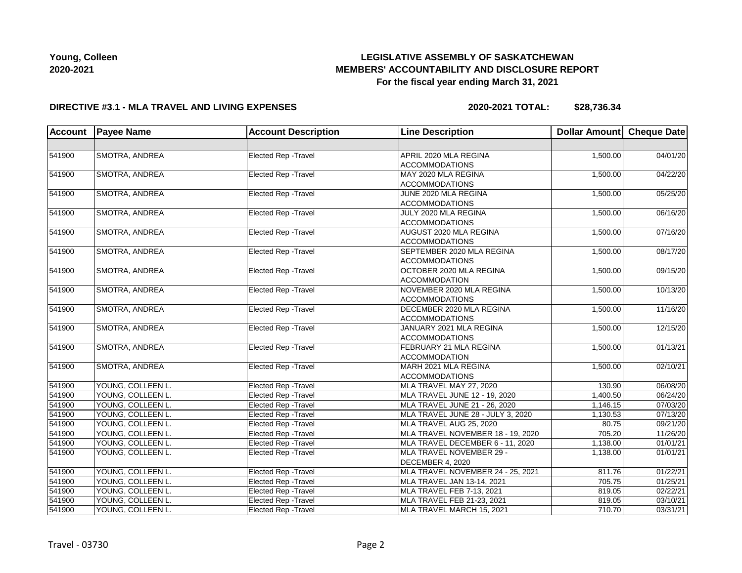**Young, Colleen**
**2020-2021**

# LEGISLATIVE ASSEMBLY OF SASKATCHEWAN
## MEMBERS' ACCOUNTABILITY AND DISCLOSURE REPORT
### For the fiscal year ending March 31, 2021

**DIRECTIVE #3.1 - MLA TRAVEL AND LIVING EXPENSES** **2020-2021 TOTAL: $28,736.34**

| Account | Payee Name | Account Description | Line Description | Dollar Amount | Cheque Date |
|---|---|---|---|---|---|
| | | | | | |
| 541900 | SMOTRA, ANDREA | Elected Rep -Travel | APRIL 2020 MLA REGINA ACCOMMODATIONS | 1,500.00 | 04/01/20 |
| 541900 | SMOTRA, ANDREA | Elected Rep -Travel | MAY 2020 MLA REGINA ACCOMMODATIONS | 1,500.00 | 04/22/20 |
| 541900 | SMOTRA, ANDREA | Elected Rep -Travel | JUNE 2020 MLA REGINA ACCOMMODATIONS | 1,500.00 | 05/25/20 |
| 541900 | SMOTRA, ANDREA | Elected Rep -Travel | JULY 2020 MLA REGINA ACCOMMODATIONS | 1,500.00 | 06/16/20 |
| 541900 | SMOTRA, ANDREA | Elected Rep -Travel | AUGUST 2020 MLA REGINA ACCOMMODATIONS | 1,500.00 | 07/16/20 |
| 541900 | SMOTRA, ANDREA | Elected Rep -Travel | SEPTEMBER 2020 MLA REGINA ACCOMMODATIONS | 1,500.00 | 08/17/20 |
| 541900 | SMOTRA, ANDREA | Elected Rep -Travel | OCTOBER 2020 MLA REGINA ACCOMMODATION | 1,500.00 | 09/15/20 |
| 541900 | SMOTRA, ANDREA | Elected Rep -Travel | NOVEMBER 2020 MLA REGINA ACCOMMODATIONS | 1,500.00 | 10/13/20 |
| 541900 | SMOTRA, ANDREA | Elected Rep -Travel | DECEMBER 2020 MLA REGINA ACCOMMODATIONS | 1,500.00 | 11/16/20 |
| 541900 | SMOTRA, ANDREA | Elected Rep -Travel | JANUARY 2021 MLA REGINA ACCOMMODATIONS | 1,500.00 | 12/15/20 |
| 541900 | SMOTRA, ANDREA | Elected Rep -Travel | FEBRUARY 21 MLA REGINA ACCOMMODATION | 1,500.00 | 01/13/21 |
| 541900 | SMOTRA, ANDREA | Elected Rep -Travel | MARH 2021 MLA REGINA ACCOMMODATIONS | 1,500.00 | 02/10/21 |
| 541900 | YOUNG, COLLEEN L. | Elected Rep -Travel | MLA TRAVEL MAY 27, 2020 | 130.90 | 06/08/20 |
| 541900 | YOUNG, COLLEEN L. | Elected Rep -Travel | MLA TRAVEL JUNE 12 - 19, 2020 | 1,400.50 | 06/24/20 |
| 541900 | YOUNG, COLLEEN L. | Elected Rep -Travel | MLA TRAVEL JUNE 21 - 26, 2020 | 1,146.15 | 07/03/20 |
| 541900 | YOUNG, COLLEEN L. | Elected Rep -Travel | MLA TRAVEL JUNE 28 - JULY 3, 2020 | 1,130.53 | 07/13/20 |
| 541900 | YOUNG, COLLEEN L. | Elected Rep -Travel | MLA TRAVEL AUG 25, 2020 | 80.75 | 09/21/20 |
| 541900 | YOUNG, COLLEEN L. | Elected Rep -Travel | MLA TRAVEL NOVEMBER 18 - 19, 2020 | 705.20 | 11/26/20 |
| 541900 | YOUNG, COLLEEN L. | Elected Rep -Travel | MLA TRAVEL DECEMBER 6 - 11, 2020 | 1,138.00 | 01/01/21 |
| 541900 | YOUNG, COLLEEN L. | Elected Rep -Travel | MLA TRAVEL NOVEMBER 29 - DECEMBER 4, 2020 | 1,138.00 | 01/01/21 |
| 541900 | YOUNG, COLLEEN L. | Elected Rep -Travel | MLA TRAVEL NOVEMBER 24 - 25, 2021 | 811.76 | 01/22/21 |
| 541900 | YOUNG, COLLEEN L. | Elected Rep -Travel | MLA TRAVEL JAN 13-14, 2021 | 705.75 | 01/25/21 |
| 541900 | YOUNG, COLLEEN L. | Elected Rep -Travel | MLA TRAVEL FEB 7-13, 2021 | 819.05 | 02/22/21 |
| 541900 | YOUNG, COLLEEN L. | Elected Rep -Travel | MLA TRAVEL FEB 21-23, 2021 | 819.05 | 03/10/21 |
| 541900 | YOUNG, COLLEEN L. | Elected Rep -Travel | MLA TRAVEL MARCH 15, 2021 | 710.70 | 03/31/21 |

Travel - 03730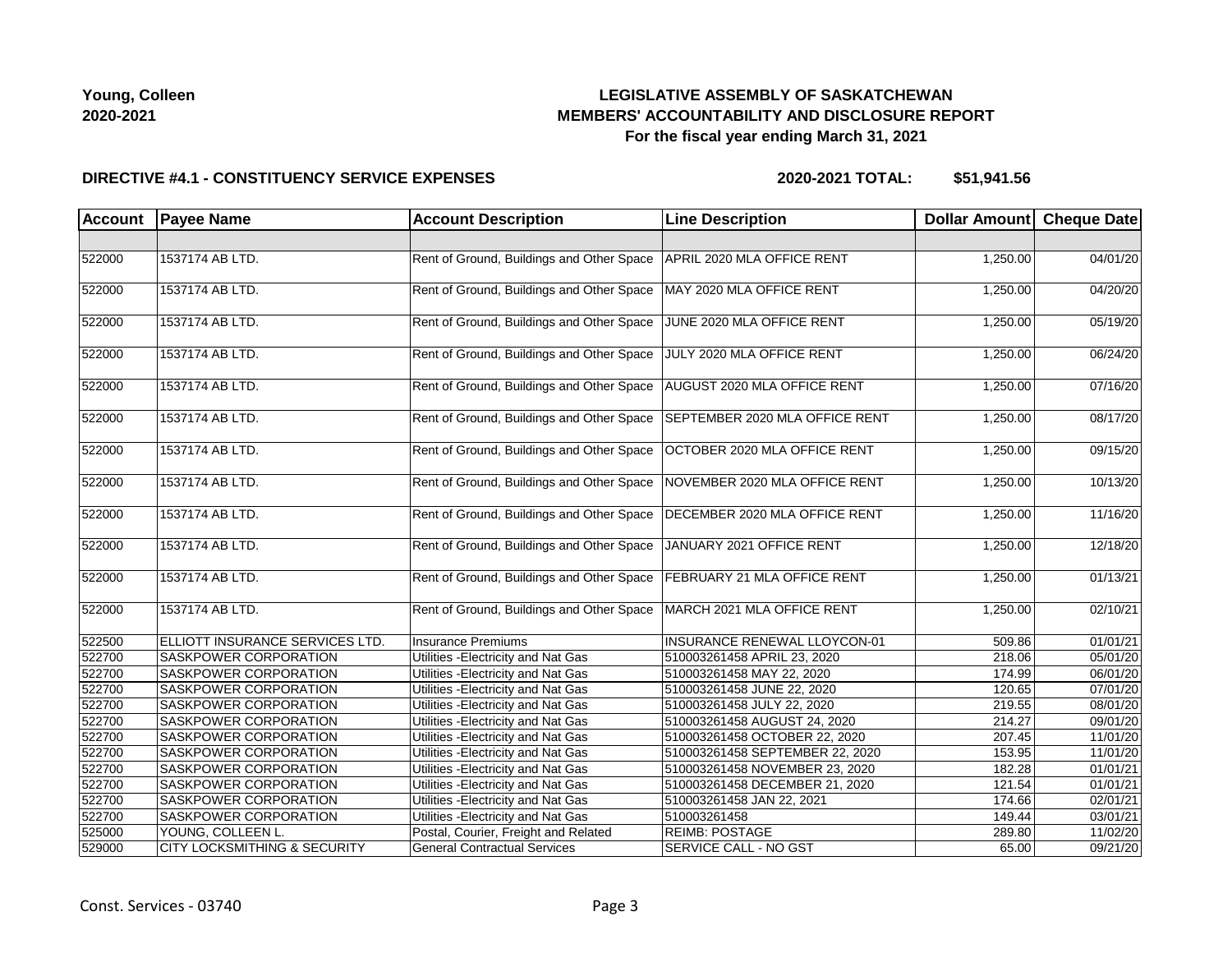**Young, Colleen**
**2020-2021**

**LEGISLATIVE ASSEMBLY OF SASKATCHEWAN**
**MEMBERS' ACCOUNTABILITY AND DISCLOSURE REPORT**
**For the fiscal year ending March 31, 2021**

**DIRECTIVE #4.1 - CONSTITUENCY SERVICE EXPENSES** **2020-2021 TOTAL: $51,941.56**

| Account | Payee Name | Account Description | Line Description | Dollar Amount | Cheque Date |
|---|---|---|---|---|---|
| | | | | | |
| 522000 | 1537174 AB LTD. | Rent of Ground, Buildings and Other Space | APRIL 2020 MLA OFFICE RENT | 1,250.00 | 04/01/20 |
| 522000 | 1537174 AB LTD. | Rent of Ground, Buildings and Other Space | MAY 2020 MLA OFFICE RENT | 1,250.00 | 04/20/20 |
| 522000 | 1537174 AB LTD. | Rent of Ground, Buildings and Other Space | JUNE 2020 MLA OFFICE RENT | 1,250.00 | 05/19/20 |
| 522000 | 1537174 AB LTD. | Rent of Ground, Buildings and Other Space | JULY 2020 MLA OFFICE RENT | 1,250.00 | 06/24/20 |
| 522000 | 1537174 AB LTD. | Rent of Ground, Buildings and Other Space | AUGUST 2020 MLA OFFICE RENT | 1,250.00 | 07/16/20 |
| 522000 | 1537174 AB LTD. | Rent of Ground, Buildings and Other Space | SEPTEMBER 2020 MLA OFFICE RENT | 1,250.00 | 08/17/20 |
| 522000 | 1537174 AB LTD. | Rent of Ground, Buildings and Other Space | OCTOBER 2020 MLA OFFICE RENT | 1,250.00 | 09/15/20 |
| 522000 | 1537174 AB LTD. | Rent of Ground, Buildings and Other Space | NOVEMBER 2020 MLA OFFICE RENT | 1,250.00 | 10/13/20 |
| 522000 | 1537174 AB LTD. | Rent of Ground, Buildings and Other Space | DECEMBER 2020 MLA OFFICE RENT | 1,250.00 | 11/16/20 |
| 522000 | 1537174 AB LTD. | Rent of Ground, Buildings and Other Space | JANUARY 2021 OFFICE RENT | 1,250.00 | 12/18/20 |
| 522000 | 1537174 AB LTD. | Rent of Ground, Buildings and Other Space | FEBRUARY 21 MLA OFFICE RENT | 1,250.00 | 01/13/21 |
| 522000 | 1537174 AB LTD. | Rent of Ground, Buildings and Other Space | MARCH 2021 MLA OFFICE RENT | 1,250.00 | 02/10/21 |
| 522500 | ELLIOTT INSURANCE SERVICES LTD. | Insurance Premiums | INSURANCE RENEWAL LLOYCON-01 | 509.86 | 01/01/21 |
| 522700 | SASKPOWER CORPORATION | Utilities -Electricity and Nat Gas | 510003261458 APRIL 23, 2020 | 218.06 | 05/01/20 |
| 522700 | SASKPOWER CORPORATION | Utilities -Electricity and Nat Gas | 510003261458 MAY 22, 2020 | 174.99 | 06/01/20 |
| 522700 | SASKPOWER CORPORATION | Utilities -Electricity and Nat Gas | 510003261458 JUNE 22, 2020 | 120.65 | 07/01/20 |
| 522700 | SASKPOWER CORPORATION | Utilities -Electricity and Nat Gas | 510003261458 JULY 22, 2020 | 219.55 | 08/01/20 |
| 522700 | SASKPOWER CORPORATION | Utilities -Electricity and Nat Gas | 510003261458 AUGUST 24, 2020 | 214.27 | 09/01/20 |
| 522700 | SASKPOWER CORPORATION | Utilities -Electricity and Nat Gas | 510003261458 OCTOBER 22, 2020 | 207.45 | 11/01/20 |
| 522700 | SASKPOWER CORPORATION | Utilities -Electricity and Nat Gas | 510003261458 SEPTEMBER 22, 2020 | 153.95 | 11/01/20 |
| 522700 | SASKPOWER CORPORATION | Utilities -Electricity and Nat Gas | 510003261458 NOVEMBER 23, 2020 | 182.28 | 01/01/21 |
| 522700 | SASKPOWER CORPORATION | Utilities -Electricity and Nat Gas | 510003261458 DECEMBER 21, 2020 | 121.54 | 01/01/21 |
| 522700 | SASKPOWER CORPORATION | Utilities -Electricity and Nat Gas | 510003261458 JAN 22, 2021 | 174.66 | 02/01/21 |
| 522700 | SASKPOWER CORPORATION | Utilities -Electricity and Nat Gas | 510003261458 | 149.44 | 03/01/21 |
| 525000 | YOUNG, COLLEEN L. | Postal, Courier, Freight and Related | REIMB: POSTAGE | 289.80 | 11/02/20 |
| 529000 | CITY LOCKSMITHING & SECURITY | General Contractual Services | SERVICE CALL - NO GST | 65.00 | 09/21/20 |

Const. Services - 03740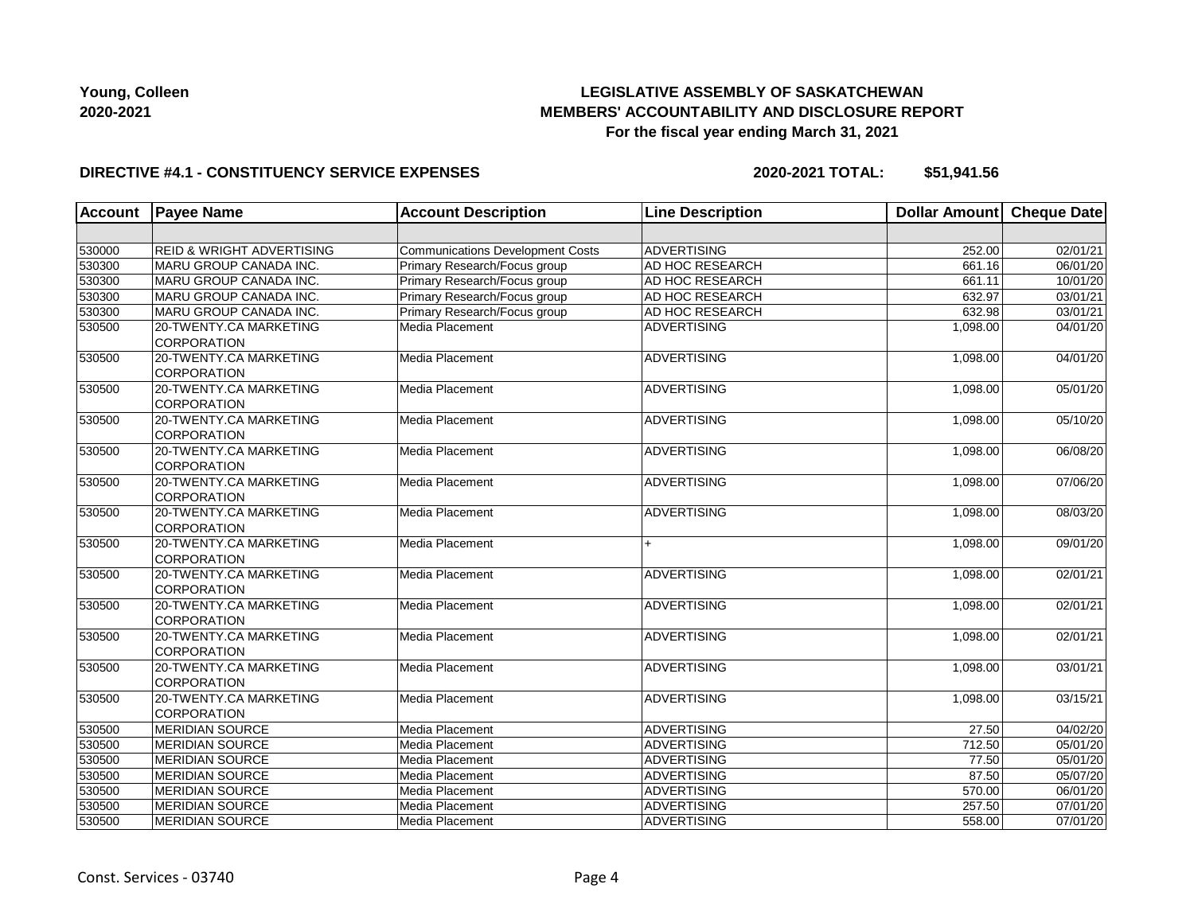Young, Colleen
2020-2021

**LEGISLATIVE ASSEMBLY OF SASKATCHEWAN**
**MEMBERS' ACCOUNTABILITY AND DISCLOSURE REPORT**
**For the fiscal year ending March 31, 2021**

**DIRECTIVE #4.1 - CONSTITUENCY SERVICE EXPENSES** **2020-2021 TOTAL: $51,941.56**

| Account | Payee Name | Account Description | Line Description | Dollar Amount | Cheque Date |
|---|---|---|---|---|---|
| | | | | | |
| 530000 | REID & WRIGHT ADVERTISING | Communications Development Costs | ADVERTISING | 252.00 | 02/01/21 |
| 530300 | MARU GROUP CANADA INC. | Primary Research/Focus group | AD HOC RESEARCH | 661.16 | 06/01/20 |
| 530300 | MARU GROUP CANADA INC. | Primary Research/Focus group | AD HOC RESEARCH | 661.11 | 10/01/20 |
| 530300 | MARU GROUP CANADA INC. | Primary Research/Focus group | AD HOC RESEARCH | 632.97 | 03/01/21 |
| 530300 | MARU GROUP CANADA INC. | Primary Research/Focus group | AD HOC RESEARCH | 632.98 | 03/01/21 |
| 530500 | 20-TWENTY.CA MARKETING CORPORATION | Media Placement | ADVERTISING | 1,098.00 | 04/01/20 |
| 530500 | 20-TWENTY.CA MARKETING CORPORATION | Media Placement | ADVERTISING | 1,098.00 | 04/01/20 |
| 530500 | 20-TWENTY.CA MARKETING CORPORATION | Media Placement | ADVERTISING | 1,098.00 | 05/01/20 |
| 530500 | 20-TWENTY.CA MARKETING CORPORATION | Media Placement | ADVERTISING | 1,098.00 | 05/10/20 |
| 530500 | 20-TWENTY.CA MARKETING CORPORATION | Media Placement | ADVERTISING | 1,098.00 | 06/08/20 |
| 530500 | 20-TWENTY.CA MARKETING CORPORATION | Media Placement | ADVERTISING | 1,098.00 | 07/06/20 |
| 530500 | 20-TWENTY.CA MARKETING CORPORATION | Media Placement | ADVERTISING | 1,098.00 | 08/03/20 |
| 530500 | 20-TWENTY.CA MARKETING CORPORATION | Media Placement | + | 1,098.00 | 09/01/20 |
| 530500 | 20-TWENTY.CA MARKETING CORPORATION | Media Placement | ADVERTISING | 1,098.00 | 02/01/21 |
| 530500 | 20-TWENTY.CA MARKETING CORPORATION | Media Placement | ADVERTISING | 1,098.00 | 02/01/21 |
| 530500 | 20-TWENTY.CA MARKETING CORPORATION | Media Placement | ADVERTISING | 1,098.00 | 02/01/21 |
| 530500 | 20-TWENTY.CA MARKETING CORPORATION | Media Placement | ADVERTISING | 1,098.00 | 03/01/21 |
| 530500 | 20-TWENTY.CA MARKETING CORPORATION | Media Placement | ADVERTISING | 1,098.00 | 03/15/21 |
| 530500 | MERIDIAN SOURCE | Media Placement | ADVERTISING | 27.50 | 04/02/20 |
| 530500 | MERIDIAN SOURCE | Media Placement | ADVERTISING | 712.50 | 05/01/20 |
| 530500 | MERIDIAN SOURCE | Media Placement | ADVERTISING | 77.50 | 05/01/20 |
| 530500 | MERIDIAN SOURCE | Media Placement | ADVERTISING | 87.50 | 05/07/20 |
| 530500 | MERIDIAN SOURCE | Media Placement | ADVERTISING | 570.00 | 06/01/20 |
| 530500 | MERIDIAN SOURCE | Media Placement | ADVERTISING | 257.50 | 07/01/20 |
| 530500 | MERIDIAN SOURCE | Media Placement | ADVERTISING | 558.00 | 07/01/20 |

Const. Services - 03740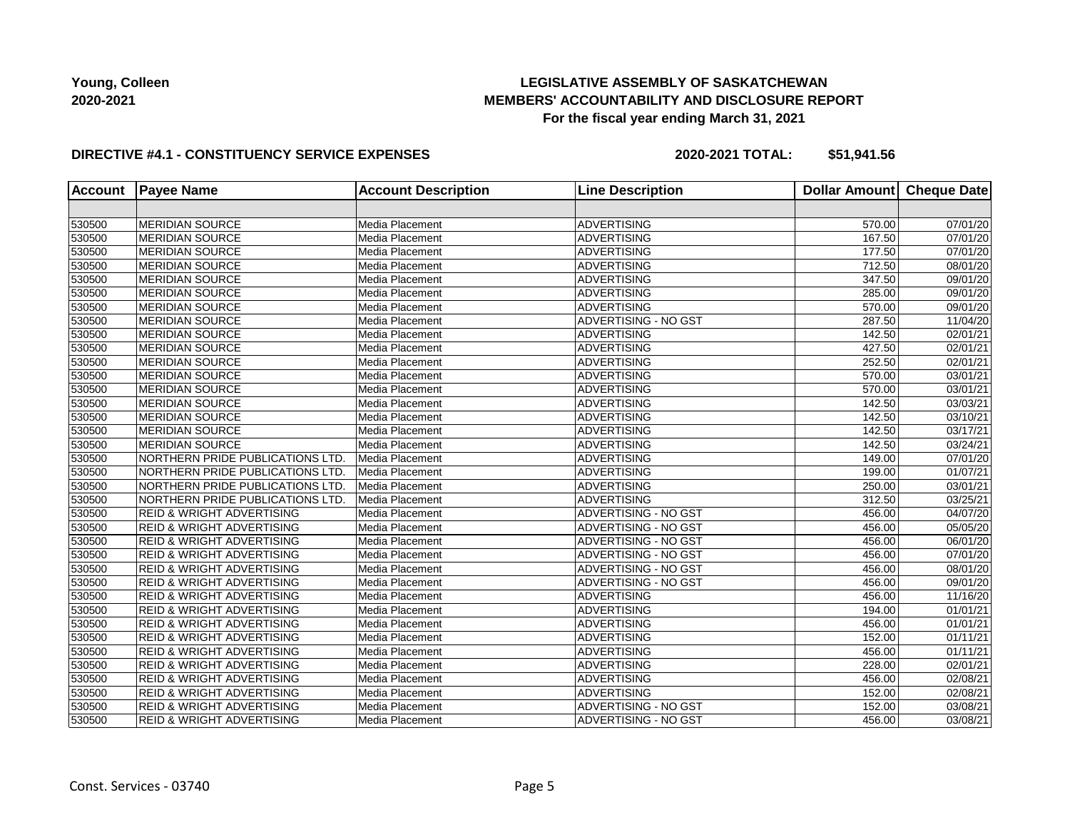**Young, Colleen**
**2020-2021**

**LEGISLATIVE ASSEMBLY OF SASKATCHEWAN**
**MEMBERS' ACCOUNTABILITY AND DISCLOSURE REPORT**
**For the fiscal year ending March 31, 2021**

**DIRECTIVE #4.1 - CONSTITUENCY SERVICE EXPENSES** **2020-2021 TOTAL: $51,941.56**

| Account | Payee Name | Account Description | Line Description | Dollar Amount | Cheque Date |
|---|---|---|---|---|---|
| | | | | | |
| 530500 | MERIDIAN SOURCE | Media Placement | ADVERTISING | 570.00 | 07/01/20 |
| 530500 | MERIDIAN SOURCE | Media Placement | ADVERTISING | 167.50 | 07/01/20 |
| 530500 | MERIDIAN SOURCE | Media Placement | ADVERTISING | 177.50 | 07/01/20 |
| 530500 | MERIDIAN SOURCE | Media Placement | ADVERTISING | 712.50 | 08/01/20 |
| 530500 | MERIDIAN SOURCE | Media Placement | ADVERTISING | 347.50 | 09/01/20 |
| 530500 | MERIDIAN SOURCE | Media Placement | ADVERTISING | 285.00 | 09/01/20 |
| 530500 | MERIDIAN SOURCE | Media Placement | ADVERTISING | 570.00 | 09/01/20 |
| 530500 | MERIDIAN SOURCE | Media Placement | ADVERTISING - NO GST | 287.50 | 11/04/20 |
| 530500 | MERIDIAN SOURCE | Media Placement | ADVERTISING | 142.50 | 02/01/21 |
| 530500 | MERIDIAN SOURCE | Media Placement | ADVERTISING | 427.50 | 02/01/21 |
| 530500 | MERIDIAN SOURCE | Media Placement | ADVERTISING | 252.50 | 02/01/21 |
| 530500 | MERIDIAN SOURCE | Media Placement | ADVERTISING | 570.00 | 03/01/21 |
| 530500 | MERIDIAN SOURCE | Media Placement | ADVERTISING | 570.00 | 03/01/21 |
| 530500 | MERIDIAN SOURCE | Media Placement | ADVERTISING | 142.50 | 03/03/21 |
| 530500 | MERIDIAN SOURCE | Media Placement | ADVERTISING | 142.50 | 03/10/21 |
| 530500 | MERIDIAN SOURCE | Media Placement | ADVERTISING | 142.50 | 03/17/21 |
| 530500 | MERIDIAN SOURCE | Media Placement | ADVERTISING | 142.50 | 03/24/21 |
| 530500 | NORTHERN PRIDE PUBLICATIONS LTD. | Media Placement | ADVERTISING | 149.00 | 07/01/20 |
| 530500 | NORTHERN PRIDE PUBLICATIONS LTD. | Media Placement | ADVERTISING | 199.00 | 01/07/21 |
| 530500 | NORTHERN PRIDE PUBLICATIONS LTD. | Media Placement | ADVERTISING | 250.00 | 03/01/21 |
| 530500 | NORTHERN PRIDE PUBLICATIONS LTD. | Media Placement | ADVERTISING | 312.50 | 03/25/21 |
| 530500 | REID & WRIGHT ADVERTISING | Media Placement | ADVERTISING - NO GST | 456.00 | 04/07/20 |
| 530500 | REID & WRIGHT ADVERTISING | Media Placement | ADVERTISING - NO GST | 456.00 | 05/05/20 |
| 530500 | REID & WRIGHT ADVERTISING | Media Placement | ADVERTISING - NO GST | 456.00 | 06/01/20 |
| 530500 | REID & WRIGHT ADVERTISING | Media Placement | ADVERTISING - NO GST | 456.00 | 07/01/20 |
| 530500 | REID & WRIGHT ADVERTISING | Media Placement | ADVERTISING - NO GST | 456.00 | 08/01/20 |
| 530500 | REID & WRIGHT ADVERTISING | Media Placement | ADVERTISING - NO GST | 456.00 | 09/01/20 |
| 530500 | REID & WRIGHT ADVERTISING | Media Placement | ADVERTISING | 456.00 | 11/16/20 |
| 530500 | REID & WRIGHT ADVERTISING | Media Placement | ADVERTISING | 194.00 | 01/01/21 |
| 530500 | REID & WRIGHT ADVERTISING | Media Placement | ADVERTISING | 456.00 | 01/01/21 |
| 530500 | REID & WRIGHT ADVERTISING | Media Placement | ADVERTISING | 152.00 | 01/11/21 |
| 530500 | REID & WRIGHT ADVERTISING | Media Placement | ADVERTISING | 456.00 | 01/11/21 |
| 530500 | REID & WRIGHT ADVERTISING | Media Placement | ADVERTISING | 228.00 | 02/01/21 |
| 530500 | REID & WRIGHT ADVERTISING | Media Placement | ADVERTISING | 456.00 | 02/08/21 |
| 530500 | REID & WRIGHT ADVERTISING | Media Placement | ADVERTISING | 152.00 | 02/08/21 |
| 530500 | REID & WRIGHT ADVERTISING | Media Placement | ADVERTISING - NO GST | 152.00 | 03/08/21 |
| 530500 | REID & WRIGHT ADVERTISING | Media Placement | ADVERTISING - NO GST | 456.00 | 03/08/21 |

Const. Services - 03740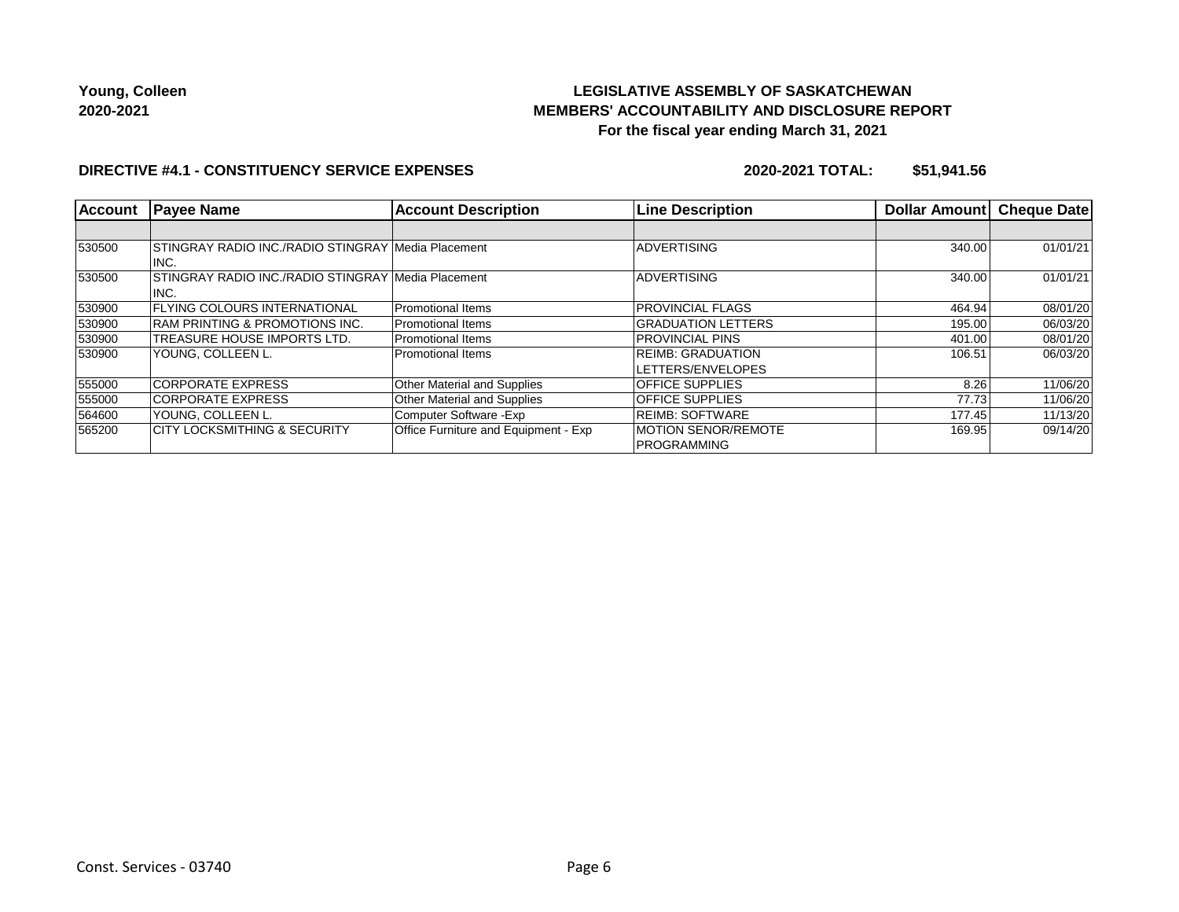Young, Colleen
2020-2021

**LEGISLATIVE ASSEMBLY OF SASKATCHEWAN**
**MEMBERS' ACCOUNTABILITY AND DISCLOSURE REPORT**
**For the fiscal year ending March 31, 2021**

**DIRECTIVE #4.1 - CONSTITUENCY SERVICE EXPENSES** **2020-2021 TOTAL: $51,941.56**

| Account | Payee Name | Account Description | Line Description | Dollar Amount | Cheque Date |
|---|---|---|---|---|---|
| | | | | | |
| 530500 | STINGRAY RADIO INC./RADIO STINGRAY INC. | Media Placement | ADVERTISING | 340.00 | 01/01/21 |
| 530500 | STINGRAY RADIO INC./RADIO STINGRAY INC. | Media Placement | ADVERTISING | 340.00 | 01/01/21 |
| 530900 | FLYING COLOURS INTERNATIONAL | Promotional Items | PROVINCIAL FLAGS | 464.94 | 08/01/20 |
| 530900 | RAM PRINTING & PROMOTIONS INC. | Promotional Items | GRADUATION LETTERS | 195.00 | 06/03/20 |
| 530900 | TREASURE HOUSE IMPORTS LTD. | Promotional Items | PROVINCIAL PINS | 401.00 | 08/01/20 |
| 530900 | YOUNG, COLLEEN L. | Promotional Items | REIMB: GRADUATION LETTERS/ENVELOPES | 106.51 | 06/03/20 |
| 555000 | CORPORATE EXPRESS | Other Material and Supplies | OFFICE SUPPLIES | 8.26 | 11/06/20 |
| 555000 | CORPORATE EXPRESS | Other Material and Supplies | OFFICE SUPPLIES | 77.73 | 11/06/20 |
| 564600 | YOUNG, COLLEEN L. | Computer Software -Exp | REIMB: SOFTWARE | 177.45 | 11/13/20 |
| 565200 | CITY LOCKSMITHING & SECURITY | Office Furniture and Equipment - Exp | MOTION SENOR/REMOTE PROGRAMMING | 169.95 | 09/14/20 |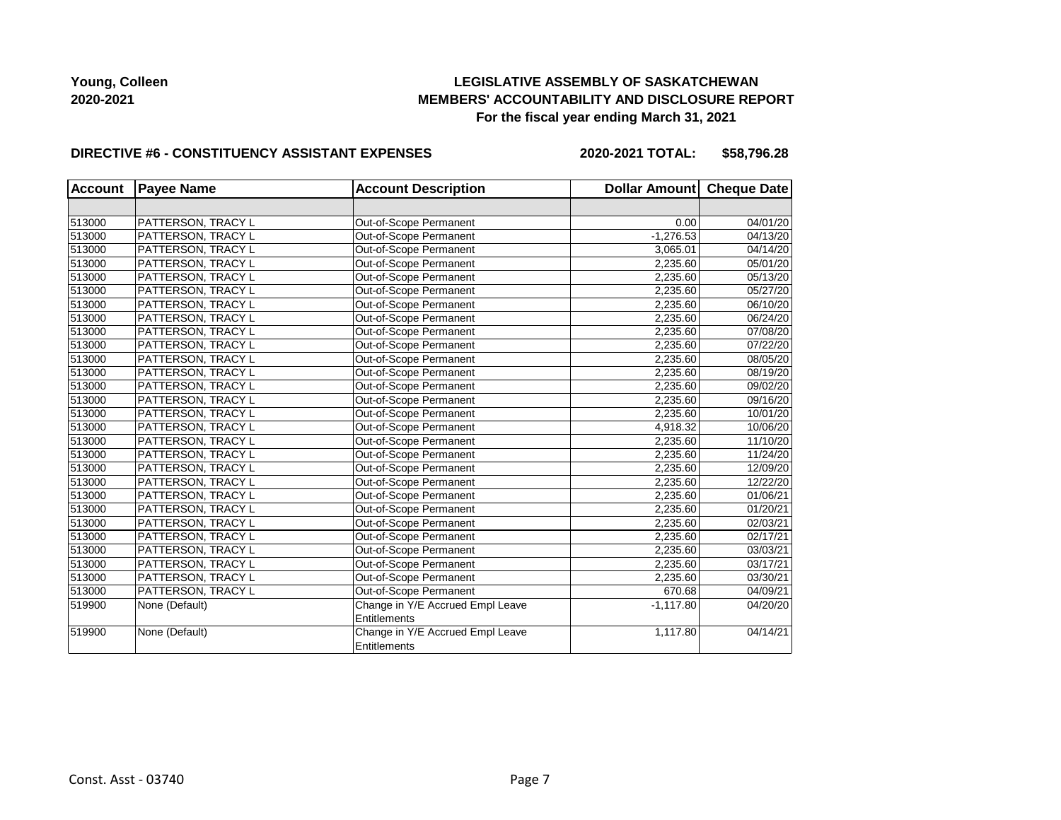**Young, Colleen**
**2020-2021**

**LEGISLATIVE ASSEMBLY OF SASKATCHEWAN**
**MEMBERS' ACCOUNTABILITY AND DISCLOSURE REPORT**
**For the fiscal year ending March 31, 2021**

**DIRECTIVE #6 - CONSTITUENCY ASSISTANT EXPENSES** **2020-2021 TOTAL: $58,796.28**

| Account | Payee Name | Account Description | Dollar Amount | Cheque Date |
|---|---|---|---|---|
| | | | | |
| 513000 | PATTERSON, TRACY L | Out-of-Scope Permanent | 0.00 | 04/01/20 |
| 513000 | PATTERSON, TRACY L | Out-of-Scope Permanent | -1,276.53 | 04/13/20 |
| 513000 | PATTERSON, TRACY L | Out-of-Scope Permanent | 3,065.01 | 04/14/20 |
| 513000 | PATTERSON, TRACY L | Out-of-Scope Permanent | 2,235.60 | 05/01/20 |
| 513000 | PATTERSON, TRACY L | Out-of-Scope Permanent | 2,235.60 | 05/13/20 |
| 513000 | PATTERSON, TRACY L | Out-of-Scope Permanent | 2,235.60 | 05/27/20 |
| 513000 | PATTERSON, TRACY L | Out-of-Scope Permanent | 2,235.60 | 06/10/20 |
| 513000 | PATTERSON, TRACY L | Out-of-Scope Permanent | 2,235.60 | 06/24/20 |
| 513000 | PATTERSON, TRACY L | Out-of-Scope Permanent | 2,235.60 | 07/08/20 |
| 513000 | PATTERSON, TRACY L | Out-of-Scope Permanent | 2,235.60 | 07/22/20 |
| 513000 | PATTERSON, TRACY L | Out-of-Scope Permanent | 2,235.60 | 08/05/20 |
| 513000 | PATTERSON, TRACY L | Out-of-Scope Permanent | 2,235.60 | 08/19/20 |
| 513000 | PATTERSON, TRACY L | Out-of-Scope Permanent | 2,235.60 | 09/02/20 |
| 513000 | PATTERSON, TRACY L | Out-of-Scope Permanent | 2,235.60 | 09/16/20 |
| 513000 | PATTERSON, TRACY L | Out-of-Scope Permanent | 2,235.60 | 10/01/20 |
| 513000 | PATTERSON, TRACY L | Out-of-Scope Permanent | 4,918.32 | 10/06/20 |
| 513000 | PATTERSON, TRACY L | Out-of-Scope Permanent | 2,235.60 | 11/10/20 |
| 513000 | PATTERSON, TRACY L | Out-of-Scope Permanent | 2,235.60 | 11/24/20 |
| 513000 | PATTERSON, TRACY L | Out-of-Scope Permanent | 2,235.60 | 12/09/20 |
| 513000 | PATTERSON, TRACY L | Out-of-Scope Permanent | 2,235.60 | 12/22/20 |
| 513000 | PATTERSON, TRACY L | Out-of-Scope Permanent | 2,235.60 | 01/06/21 |
| 513000 | PATTERSON, TRACY L | Out-of-Scope Permanent | 2,235.60 | 01/20/21 |
| 513000 | PATTERSON, TRACY L | Out-of-Scope Permanent | 2,235.60 | 02/03/21 |
| 513000 | PATTERSON, TRACY L | Out-of-Scope Permanent | 2,235.60 | 02/17/21 |
| 513000 | PATTERSON, TRACY L | Out-of-Scope Permanent | 2,235.60 | 03/03/21 |
| 513000 | PATTERSON, TRACY L | Out-of-Scope Permanent | 2,235.60 | 03/17/21 |
| 513000 | PATTERSON, TRACY L | Out-of-Scope Permanent | 2,235.60 | 03/30/21 |
| 513000 | PATTERSON, TRACY L | Out-of-Scope Permanent | 670.68 | 04/09/21 |
| 519900 | None (Default) | Change in Y/E Accrued Empl Leave Entitlements | -1,117.80 | 04/20/20 |
| 519900 | None (Default) | Change in Y/E Accrued Empl Leave Entitlements | 1,117.80 | 04/14/21 |

Const. Asst - 03740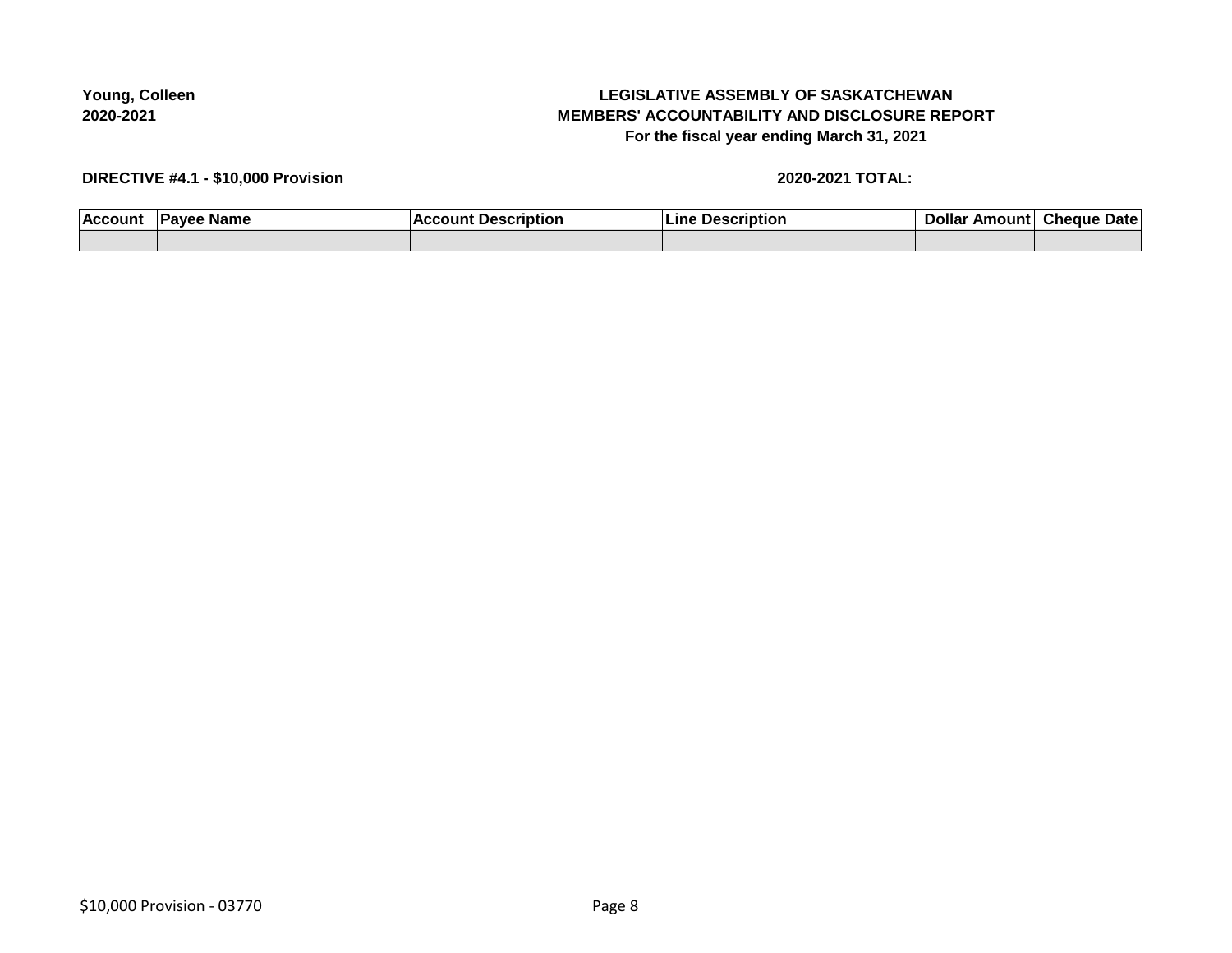**Young, Colleen**
**2020-2021**

# LEGISLATIVE ASSEMBLY OF SASKATCHEWAN
## MEMBERS' ACCOUNTABILITY AND DISCLOSURE REPORT
### For the fiscal year ending March 31, 2021

**DIRECTIVE #4.1 - $10,000 Provision** **2020-2021 TOTAL:**

| Account | Payee Name | Account Description | Line Description | Dollar Amount | Cheque Date |
|---|---|---|---|---|---|
| | | | | | |

$10,000 Provision - 03770